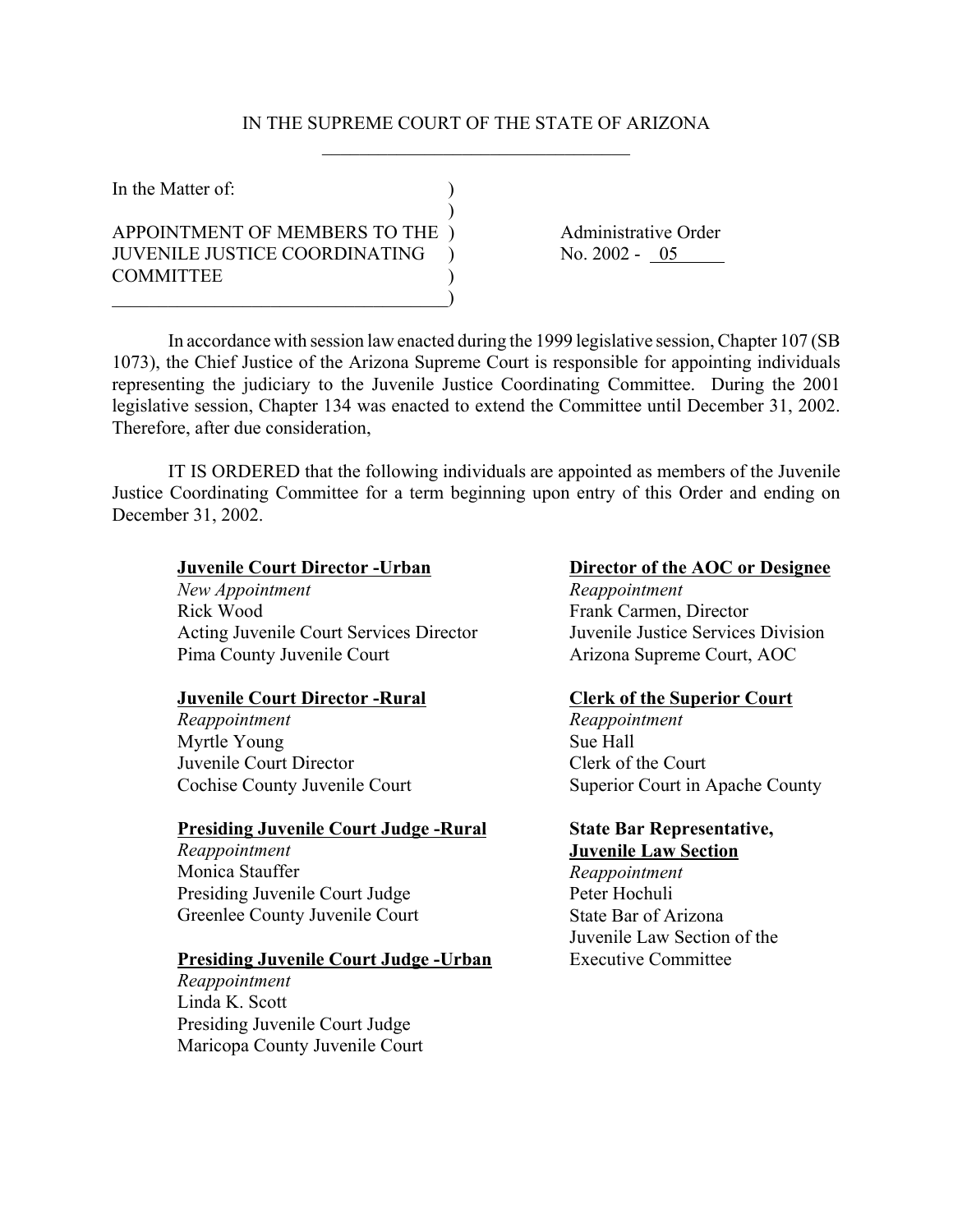IN THE SUPREME COURT OF THE STATE OF ARIZONA

In the Matter of:

APPOINTMENT OF MEMBERS TO THE JUVENILE JUSTICE COORDINATING COMMITTEE

Administrative Order No. 2002 - 05

In accordance with session law enacted during the 1999 legislative session, Chapter 107 (SB 1073), the Chief Justice of the Arizona Supreme Court is responsible for appointing individuals representing the judiciary to the Juvenile Justice Coordinating Committee. During the 2001 legislative session, Chapter 134 was enacted to extend the Committee until December 31, 2002. Therefore, after due consideration,

IT IS ORDERED that the following individuals are appointed as members of the Juvenile Justice Coordinating Committee for a term beginning upon entry of this Order and ending on December 31, 2002.

**Juvenile Court Director -Urban**
*New Appointment*
Rick Wood
Acting Juvenile Court Services Director
Pima County Juvenile Court

**Juvenile Court Director -Rural**
*Reappointment*
Myrtle Young
Juvenile Court Director
Cochise County Juvenile Court

**Presiding Juvenile Court Judge -Rural**
*Reappointment*
Monica Stauffer
Presiding Juvenile Court Judge
Greenlee County Juvenile Court

**Presiding Juvenile Court Judge -Urban**
*Reappointment*
Linda K. Scott
Presiding Juvenile Court Judge
Maricopa County Juvenile Court

**Director of the AOC or Designee**
*Reappointment*
Frank Carmen, Director
Juvenile Justice Services Division
Arizona Supreme Court, AOC

**Clerk of the Superior Court**
*Reappointment*
Sue Hall
Clerk of the Court
Superior Court in Apache County

**State Bar Representative, Juvenile Law Section**
*Reappointment*
Peter Hochuli
State Bar of Arizona
Juvenile Law Section of the Executive Committee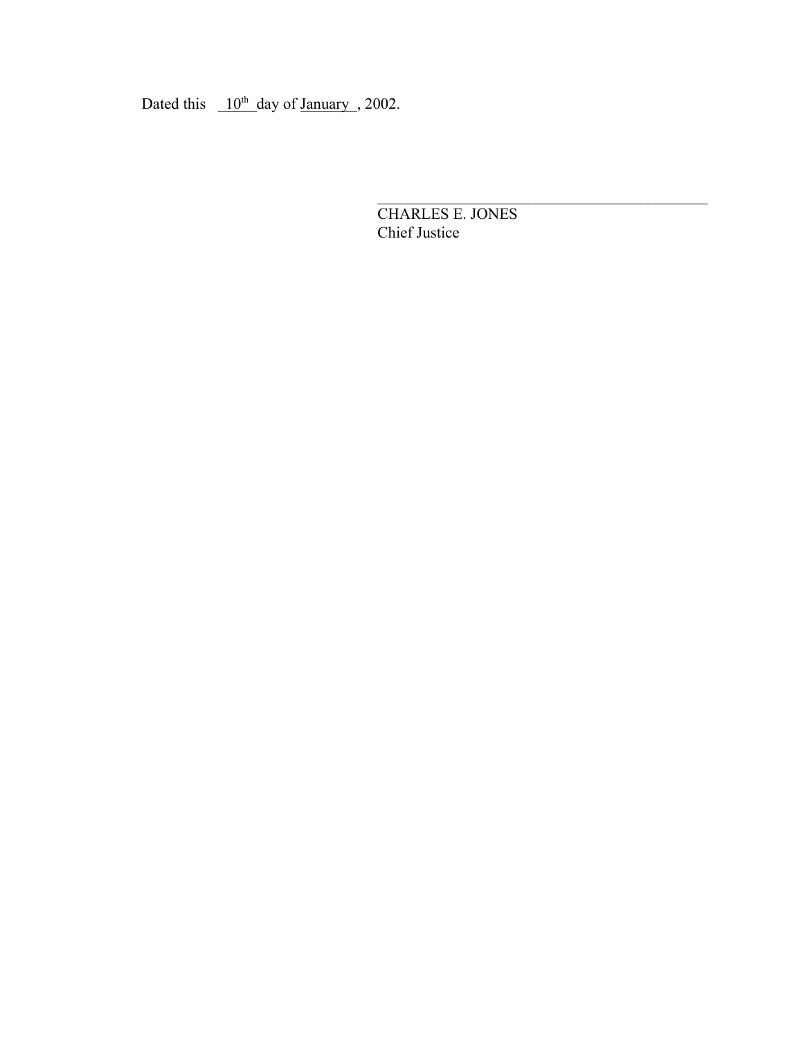Dated this 10th day of January, 2002.

CHARLES E. JONES
Chief Justice